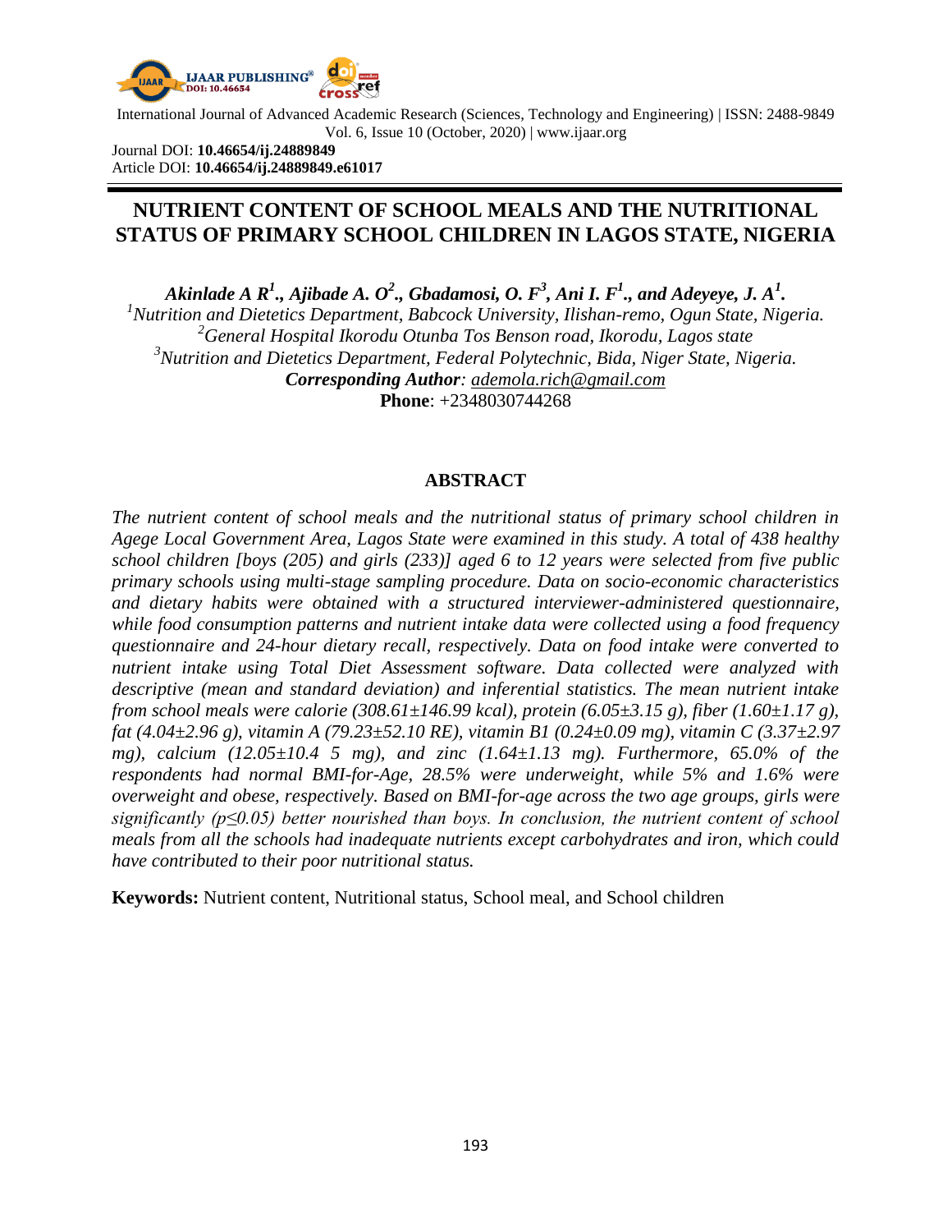International Journal of Advanced Academic Research (Sciences, Technology and Engineering) | ISSN: 2488-9849
Vol. 6, Issue 10 (October, 2020) | www.ijaar.org

Journal DOI: **10.46654/ij.24889849**
Article DOI: **10.46654/ij.24889849.e61017**

# NUTRIENT CONTENT OF SCHOOL MEALS AND THE NUTRITIONAL STATUS OF PRIMARY SCHOOL CHILDREN IN LAGOS STATE, NIGERIA

***Akinlade A R[1]., Ajibade A. O[2]., Gbadamosi, O. F[3], Ani I. F[1]., and Adeyeye, J. A[1].***

*[1]Nutrition and Dietetics Department, Babcock University, Ilishan-remo, Ogun State, Nigeria.*
*[2]General Hospital Ikorodu Otunba Tos Benson road, Ikorodu, Lagos state*
*[3]Nutrition and Dietetics Department, Federal Polytechnic, Bida, Niger State, Nigeria.*
***Corresponding Author**: ademola.rich@gmail.com*
**Phone**: +2348030744268

## ABSTRACT

*The nutrient content of school meals and the nutritional status of primary school children in Agege Local Government Area, Lagos State were examined in this study. A total of 438 healthy school children [boys (205) and girls (233)] aged 6 to 12 years were selected from five public primary schools using multi-stage sampling procedure. Data on socio-economic characteristics and dietary habits were obtained with a structured interviewer-administered questionnaire, while food consumption patterns and nutrient intake data were collected using a food frequency questionnaire and 24-hour dietary recall, respectively. Data on food intake were converted to nutrient intake using Total Diet Assessment software. Data collected were analyzed with descriptive (mean and standard deviation) and inferential statistics. The mean nutrient intake from school meals were calorie (308.61±146.99 kcal), protein (6.05±3.15 g), fiber (1.60±1.17 g), fat (4.04±2.96 g), vitamin A (79.23±52.10 RE), vitamin B1 (0.24±0.09 mg), vitamin C (3.37±2.97 mg), calcium (12.05±10.4 5 mg), and zinc (1.64±1.13 mg). Furthermore, 65.0% of the respondents had normal BMI-for-Age, 28.5% were underweight, while 5% and 1.6% were overweight and obese, respectively. Based on BMI-for-age across the two age groups, girls were significantly ($p \leq 0.05$) better nourished than boys. In conclusion, the nutrient content of school meals from all the schools had inadequate nutrients except carbohydrates and iron, which could have contributed to their poor nutritional status.*

**Keywords:** Nutrient content, Nutritional status, School meal, and School children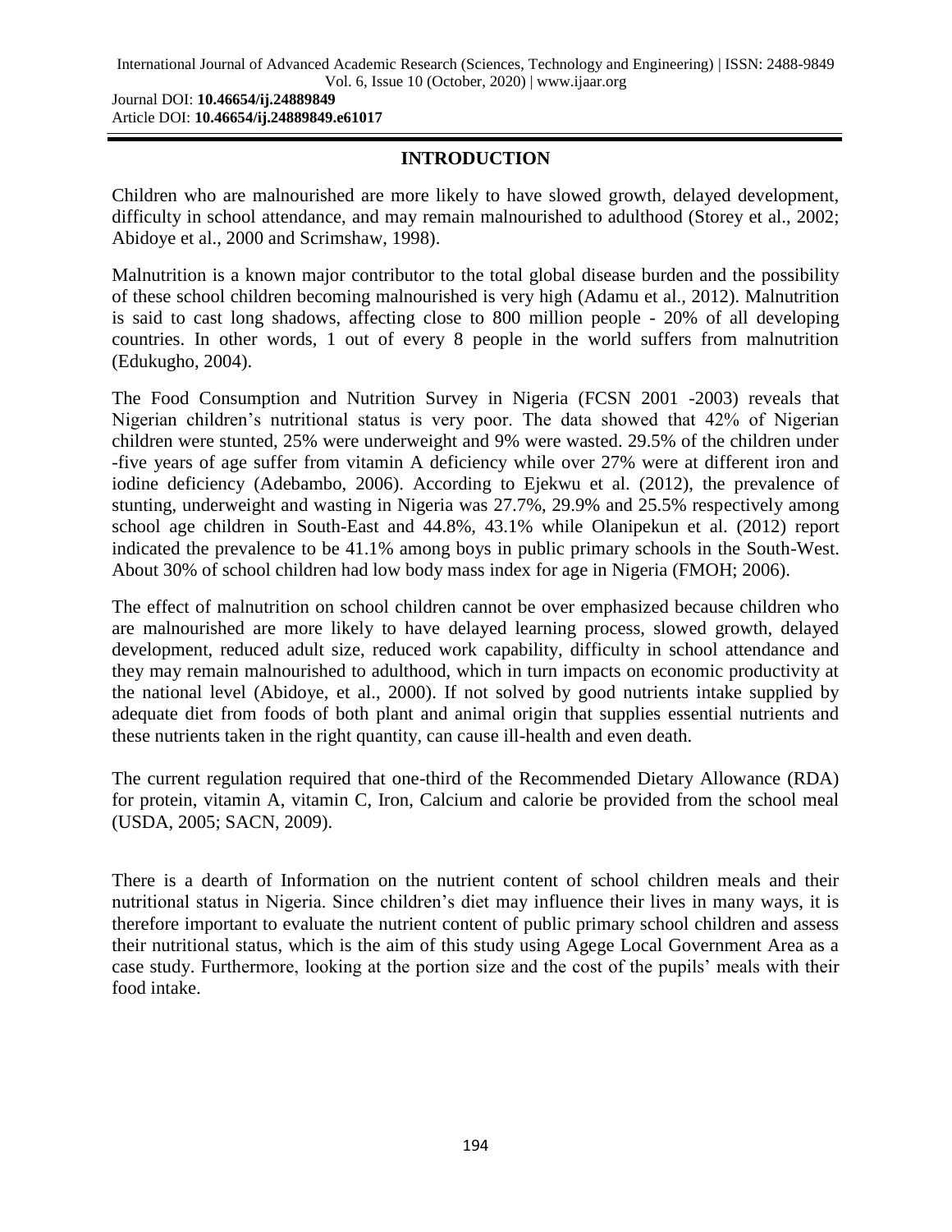## INTRODUCTION

Children who are malnourished are more likely to have slowed growth, delayed development, difficulty in school attendance, and may remain malnourished to adulthood (Storey et al., 2002; Abidoye et al., 2000 and Scrimshaw, 1998).

Malnutrition is a known major contributor to the total global disease burden and the possibility of these school children becoming malnourished is very high (Adamu et al., 2012). Malnutrition is said to cast long shadows, affecting close to 800 million people - 20% of all developing countries. In other words, 1 out of every 8 people in the world suffers from malnutrition (Edukugho, 2004).

The Food Consumption and Nutrition Survey in Nigeria (FCSN 2001 -2003) reveals that Nigerian children's nutritional status is very poor. The data showed that 42% of Nigerian children were stunted, 25% were underweight and 9% were wasted. 29.5% of the children under -five years of age suffer from vitamin A deficiency while over 27% were at different iron and iodine deficiency (Adebambo, 2006). According to Ejekwu et al. (2012), the prevalence of stunting, underweight and wasting in Nigeria was 27.7%, 29.9% and 25.5% respectively among school age children in South-East and 44.8%, 43.1% while Olanipekun et al. (2012) report indicated the prevalence to be 41.1% among boys in public primary schools in the South-West. About 30% of school children had low body mass index for age in Nigeria (FMOH; 2006).

The effect of malnutrition on school children cannot be over emphasized because children who are malnourished are more likely to have delayed learning process, slowed growth, delayed development, reduced adult size, reduced work capability, difficulty in school attendance and they may remain malnourished to adulthood, which in turn impacts on economic productivity at the national level (Abidoye, et al., 2000). If not solved by good nutrients intake supplied by adequate diet from foods of both plant and animal origin that supplies essential nutrients and these nutrients taken in the right quantity, can cause ill-health and even death.

The current regulation required that one-third of the Recommended Dietary Allowance (RDA) for protein, vitamin A, vitamin C, Iron, Calcium and calorie be provided from the school meal (USDA, 2005; SACN, 2009).

There is a dearth of Information on the nutrient content of school children meals and their nutritional status in Nigeria. Since children's diet may influence their lives in many ways, it is therefore important to evaluate the nutrient content of public primary school children and assess their nutritional status, which is the aim of this study using Agege Local Government Area as a case study. Furthermore, looking at the portion size and the cost of the pupils' meals with their food intake.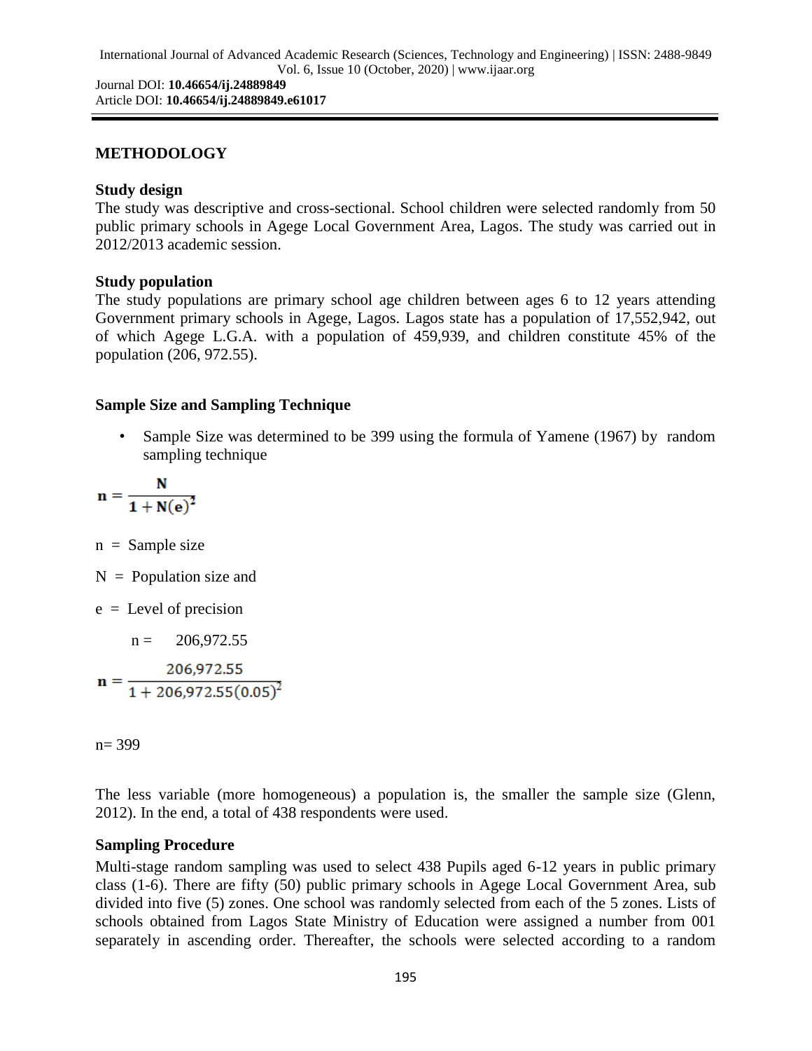## METHODOLOGY

### Study design

The study was descriptive and cross-sectional. School children were selected randomly from 50 public primary schools in Agege Local Government Area, Lagos. The study was carried out in 2012/2013 academic session.

### Study population

The study populations are primary school age children between ages 6 to 12 years attending Government primary schools in Agege, Lagos. Lagos state has a population of 17,552,942, out of which Agege L.G.A. with a population of 459,939, and children constitute 45% of the population (206, 972.55).

### Sample Size and Sampling Technique

- Sample Size was determined to be 399 using the formula of Yamene (1967) by random sampling technique

$$\mathbf{n} = \frac{\mathbf{N}}{\mathbf{1 + N(e)^2}}$$

n = Sample size

N = Population size and

e = Level of precision

n = 206,972.55

$$\mathbf{n} = \frac{206{,}972.55}{1 + 206{,}972.55(0.05)^2}$$

n= 399

The less variable (more homogeneous) a population is, the smaller the sample size (Glenn, 2012). In the end, a total of 438 respondents were used.

### Sampling Procedure

Multi-stage random sampling was used to select 438 Pupils aged 6-12 years in public primary class (1-6). There are fifty (50) public primary schools in Agege Local Government Area, sub divided into five (5) zones. One school was randomly selected from each of the 5 zones. Lists of schools obtained from Lagos State Ministry of Education were assigned a number from 001 separately in ascending order. Thereafter, the schools were selected according to a random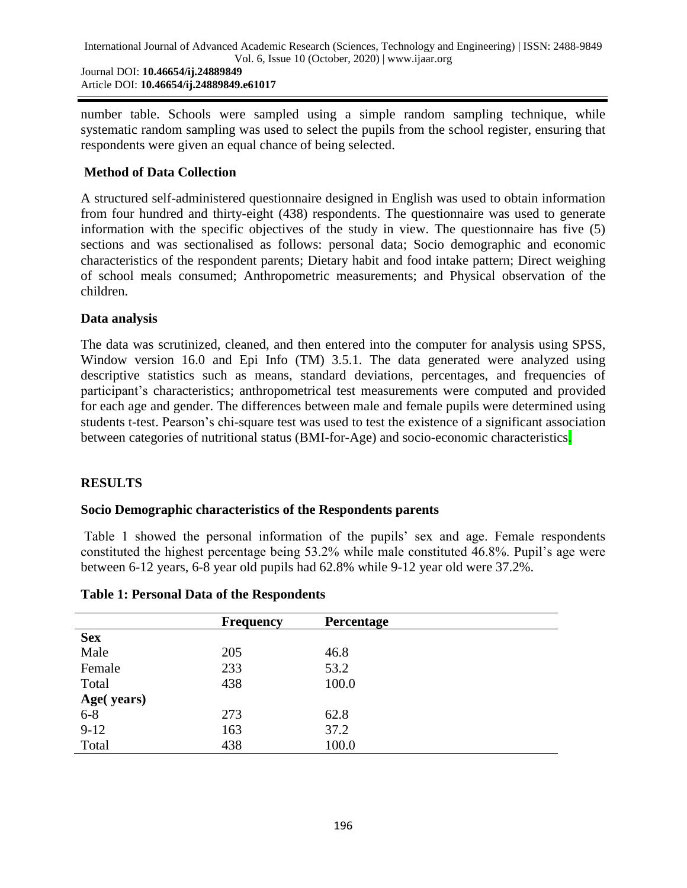number table. Schools were sampled using a simple random sampling technique, while systematic random sampling was used to select the pupils from the school register, ensuring that respondents were given an equal chance of being selected.

### Method of Data Collection

A structured self-administered questionnaire designed in English was used to obtain information from four hundred and thirty-eight (438) respondents. The questionnaire was used to generate information with the specific objectives of the study in view. The questionnaire has five (5) sections and was sectionalised as follows: personal data; Socio demographic and economic characteristics of the respondent parents; Dietary habit and food intake pattern; Direct weighing of school meals consumed; Anthropometric measurements; and Physical observation of the children.

### Data analysis

The data was scrutinized, cleaned, and then entered into the computer for analysis using SPSS, Window version 16.0 and Epi Info (TM) 3.5.1. The data generated were analyzed using descriptive statistics such as means, standard deviations, percentages, and frequencies of participant's characteristics; anthropometrical test measurements were computed and provided for each age and gender. The differences between male and female pupils were determined using students t-test. Pearson's chi-square test was used to test the existence of a significant association between categories of nutritional status (BMI-for-Age) and socio-economic characteristics.

## RESULTS

### Socio Demographic characteristics of the Respondents parents

Table 1 showed the personal information of the pupils' sex and age. Female respondents constituted the highest percentage being 53.2% while male constituted 46.8%. Pupil's age were between 6-12 years, 6-8 year old pupils had 62.8% while 9-12 year old were 37.2%.

**Table 1: Personal Data of the Respondents**

| | Frequency | Percentage |
|---|---|---|
| **Sex** | | |
| Male | 205 | 46.8 |
| Female | 233 | 53.2 |
| Total | 438 | 100.0 |
| **Age( years)** | | |
| 6-8 | 273 | 62.8 |
| 9-12 | 163 | 37.2 |
| Total | 438 | 100.0 |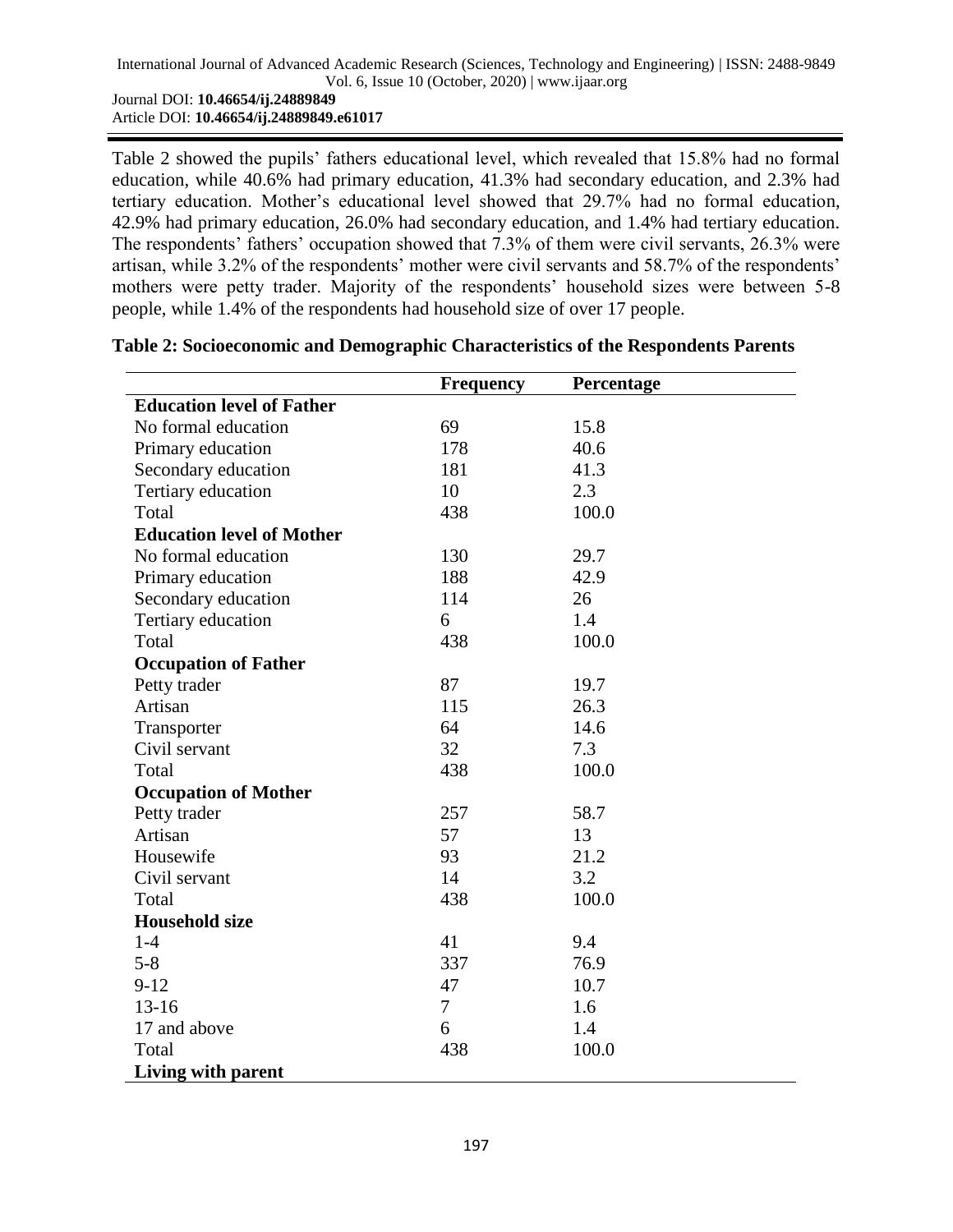Table 2 showed the pupils' fathers educational level, which revealed that 15.8% had no formal education, while 40.6% had primary education, 41.3% had secondary education, and 2.3% had tertiary education. Mother's educational level showed that 29.7% had no formal education, 42.9% had primary education, 26.0% had secondary education, and 1.4% had tertiary education. The respondents' fathers' occupation showed that 7.3% of them were civil servants, 26.3% were artisan, while 3.2% of the respondents' mother were civil servants and 58.7% of the respondents' mothers were petty trader. Majority of the respondents' household sizes were between 5-8 people, while 1.4% of the respondents had household size of over 17 people.

**Table 2: Socioeconomic and Demographic Characteristics of the Respondents Parents**

| | Frequency | Percentage |
|---|---|---|
| **Education level of Father** | | |
| No formal education | 69 | 15.8 |
| Primary education | 178 | 40.6 |
| Secondary education | 181 | 41.3 |
| Tertiary education | 10 | 2.3 |
| Total | 438 | 100.0 |
| **Education level of Mother** | | |
| No formal education | 130 | 29.7 |
| Primary education | 188 | 42.9 |
| Secondary education | 114 | 26 |
| Tertiary education | 6 | 1.4 |
| Total | 438 | 100.0 |
| **Occupation of Father** | | |
| Petty trader | 87 | 19.7 |
| Artisan | 115 | 26.3 |
| Transporter | 64 | 14.6 |
| Civil servant | 32 | 7.3 |
| Total | 438 | 100.0 |
| **Occupation of Mother** | | |
| Petty trader | 257 | 58.7 |
| Artisan | 57 | 13 |
| Housewife | 93 | 21.2 |
| Civil servant | 14 | 3.2 |
| Total | 438 | 100.0 |
| **Household size** | | |
| 1-4 | 41 | 9.4 |
| 5-8 | 337 | 76.9 |
| 9-12 | 47 | 10.7 |
| 13-16 | 7 | 1.6 |
| 17 and above | 6 | 1.4 |
| Total | 438 | 100.0 |
| **Living with parent** | | |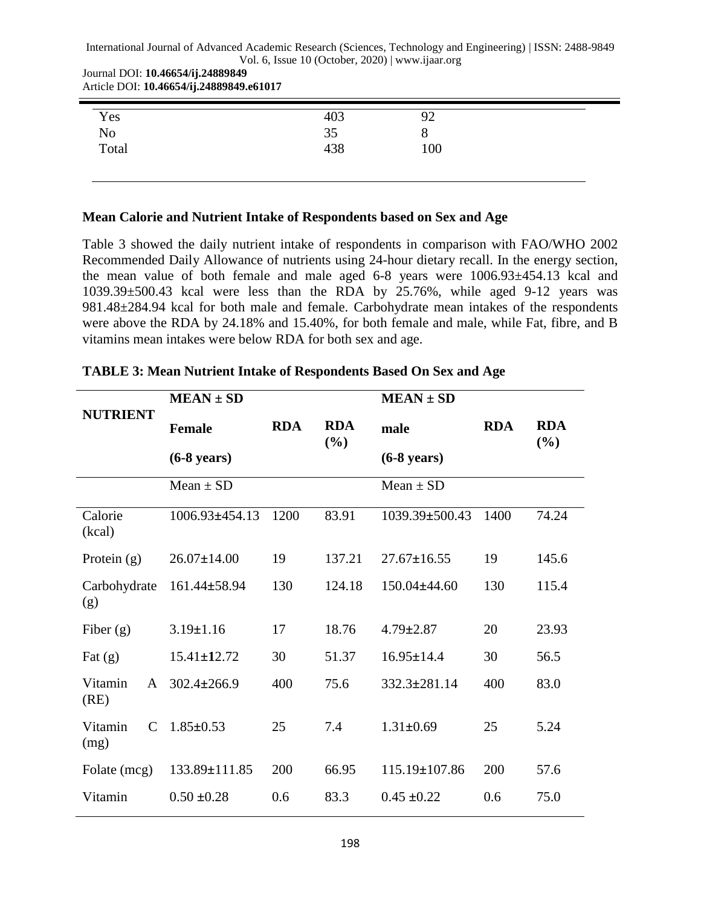| | | |
|---|---|---|
| Yes | 403 | 92 |
| No | 35 | 8 |
| Total | 438 | 100 |

**Mean Calorie and Nutrient Intake of Respondents based on Sex and Age**

Table 3 showed the daily nutrient intake of respondents in comparison with FAO/WHO 2002 Recommended Daily Allowance of nutrients using 24-hour dietary recall. In the energy section, the mean value of both female and male aged 6-8 years were 1006.93±454.13 kcal and 1039.39±500.43 kcal were less than the RDA by 25.76%, while aged 9-12 years was 981.48±284.94 kcal for both male and female. Carbohydrate mean intakes of the respondents were above the RDA by 24.18% and 15.40%, for both female and male, while Fat, fibre, and B vitamins mean intakes were below RDA for both sex and age.

**TABLE 3: Mean Nutrient Intake of Respondents Based On Sex and Age**

| NUTRIENT | MEAN ± SD Female (6-8 years) | RDA | RDA (%) | MEAN ± SD male (6-8 years) | RDA | RDA (%) |
|---|---|---|---|---|---|---|
| | Mean ± SD | | | Mean ± SD | | |
| Calorie (kcal) | 1006.93±454.13 | 1200 | 83.91 | 1039.39±500.43 | 1400 | 74.24 |
| Protein (g) | 26.07±14.00 | 19 | 137.21 | 27.67±16.55 | 19 | 145.6 |
| Carbohydrate (g) | 161.44±58.94 | 130 | 124.18 | 150.04±44.60 | 130 | 115.4 |
| Fiber (g) | 3.19±1.16 | 17 | 18.76 | 4.79±2.87 | 20 | 23.93 |
| Fat (g) | 15.41±12.72 | 30 | 51.37 | 16.95±14.4 | 30 | 56.5 |
| Vitamin A (RE) | 302.4±266.9 | 400 | 75.6 | 332.3±281.14 | 400 | 83.0 |
| Vitamin C (mg) | 1.85±0.53 | 25 | 7.4 | 1.31±0.69 | 25 | 5.24 |
| Folate (mcg) | 133.89±111.85 | 200 | 66.95 | 115.19±107.86 | 200 | 57.6 |
| Vitamin | 0.50 ±0.28 | 0.6 | 83.3 | 0.45 ±0.22 | 0.6 | 75.0 |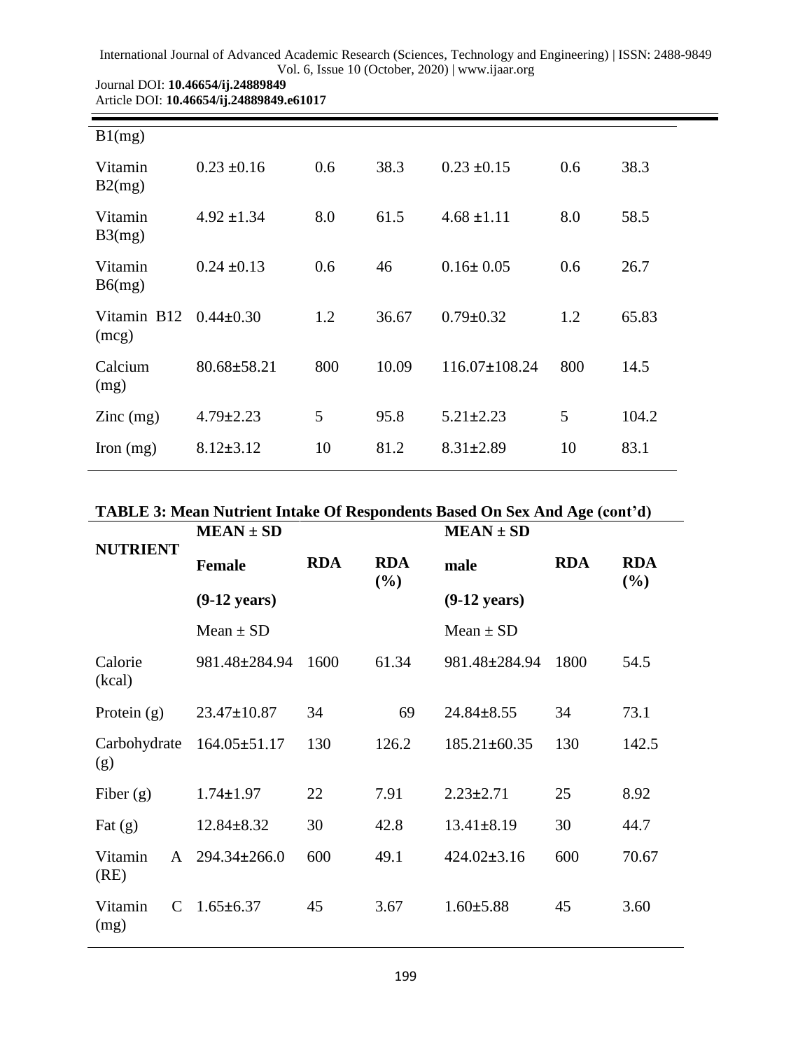| | | | | | | |
|---|---|---|---|---|---|---|
| B1(mg) | | | | | | |
| Vitamin B2(mg) | 0.23 ±0.16 | 0.6 | 38.3 | 0.23 ±0.15 | 0.6 | 38.3 |
| Vitamin B3(mg) | 4.92 ±1.34 | 8.0 | 61.5 | 4.68 ±1.11 | 8.0 | 58.5 |
| Vitamin B6(mg) | 0.24 ±0.13 | 0.6 | 46 | 0.16± 0.05 | 0.6 | 26.7 |
| Vitamin B12 (mcg) | 0.44±0.30 | 1.2 | 36.67 | 0.79±0.32 | 1.2 | 65.83 |
| Calcium (mg) | 80.68±58.21 | 800 | 10.09 | 116.07±108.24 | 800 | 14.5 |
| Zinc (mg) | 4.79±2.23 | 5 | 95.8 | 5.21±2.23 | 5 | 104.2 |
| Iron (mg) | 8.12±3.12 | 10 | 81.2 | 8.31±2.89 | 10 | 83.1 |

**TABLE 3: Mean Nutrient Intake Of Respondents Based On Sex And Age (cont'd)**

| NUTRIENT | MEAN ± SD | | | MEAN ± SD | | |
|---|---|---|---|---|---|---|
| | **Female** | **RDA** | **RDA (%)** | **male** | **RDA** | **RDA (%)** |
| | **(9-12 years)** | | | **(9-12 years)** | | |
| | Mean ± SD | | | Mean ± SD | | |
| Calorie (kcal) | 981.48±284.94 | 1600 | 61.34 | 981.48±284.94 | 1800 | 54.5 |
| Protein (g) | 23.47±10.87 | 34 | 69 | 24.84±8.55 | 34 | 73.1 |
| Carbohydrate (g) | 164.05±51.17 | 130 | 126.2 | 185.21±60.35 | 130 | 142.5 |
| Fiber (g) | 1.74±1.97 | 22 | 7.91 | 2.23±2.71 | 25 | 8.92 |
| Fat (g) | 12.84±8.32 | 30 | 42.8 | 13.41±8.19 | 30 | 44.7 |
| Vitamin A (RE) | 294.34±266.0 | 600 | 49.1 | 424.02±3.16 | 600 | 70.67 |
| Vitamin C (mg) | 1.65±6.37 | 45 | 3.67 | 1.60±5.88 | 45 | 3.60 |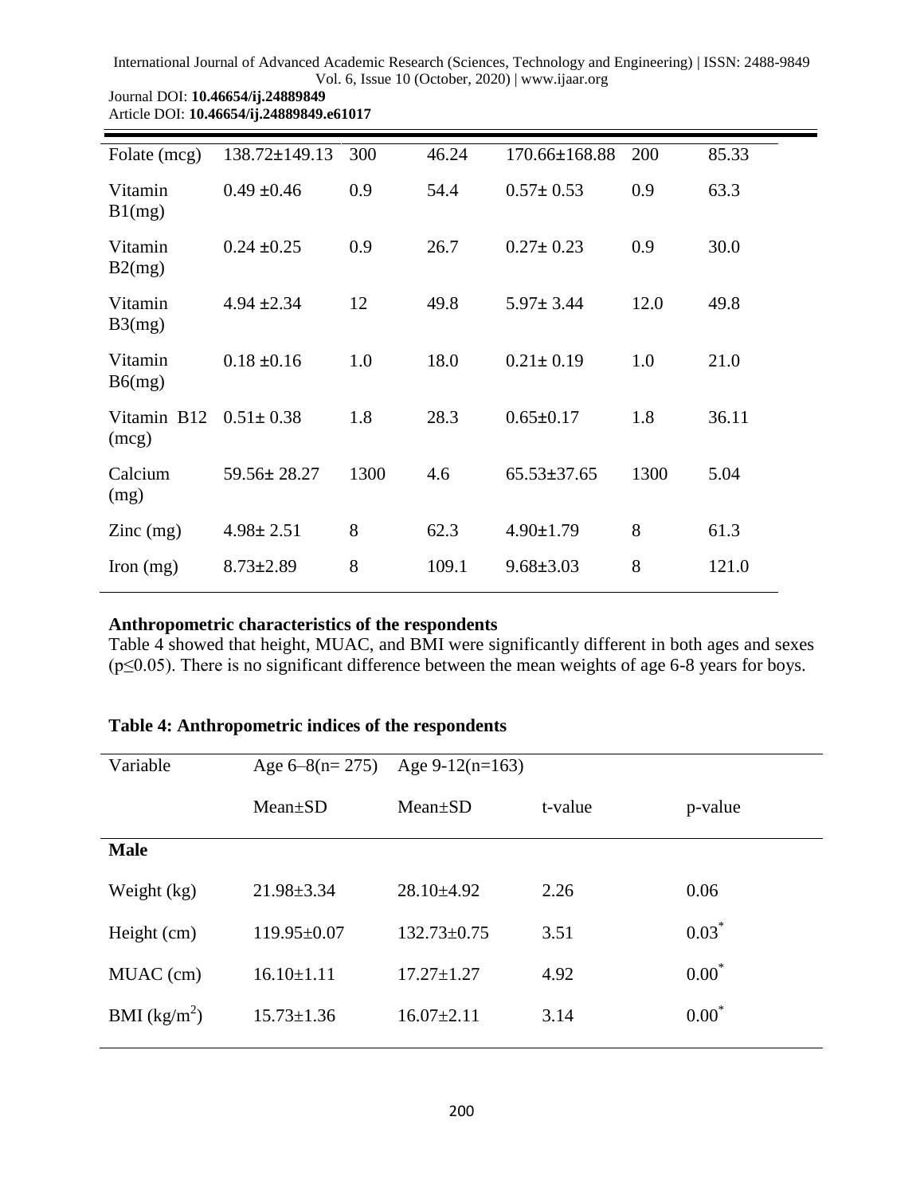| Folate (mcg) | 138.72±149.13 | 300 | 46.24 | 170.66±168.88 | 200 | 85.33 |
|---|---|---|---|---|---|---|
| Vitamin B1(mg) | 0.49 ±0.46 | 0.9 | 54.4 | 0.57± 0.53 | 0.9 | 63.3 |
| Vitamin B2(mg) | 0.24 ±0.25 | 0.9 | 26.7 | 0.27± 0.23 | 0.9 | 30.0 |
| Vitamin B3(mg) | 4.94 ±2.34 | 12 | 49.8 | 5.97± 3.44 | 12.0 | 49.8 |
| Vitamin B6(mg) | 0.18 ±0.16 | 1.0 | 18.0 | 0.21± 0.19 | 1.0 | 21.0 |
| Vitamin B12 (mcg) | 0.51± 0.38 | 1.8 | 28.3 | 0.65±0.17 | 1.8 | 36.11 |
| Calcium (mg) | 59.56± 28.27 | 1300 | 4.6 | 65.53±37.65 | 1300 | 5.04 |
| Zinc (mg) | 4.98± 2.51 | 8 | 62.3 | 4.90±1.79 | 8 | 61.3 |
| Iron (mg) | 8.73±2.89 | 8 | 109.1 | 9.68±3.03 | 8 | 121.0 |

**Anthropometric characteristics of the respondents**

Table 4 showed that height, MUAC, and BMI were significantly different in both ages and sexes ($p \leq 0.05$). There is no significant difference between the mean weights of age 6-8 years for boys.

**Table 4: Anthropometric indices of the respondents**

| Variable | Age 6–8(n= 275) | Age 9-12(n=163) | | |
|---|---|---|---|---|
| | Mean±SD | Mean±SD | t-value | p-value |
| **Male** | | | | |
| Weight (kg) | 21.98±3.34 | 28.10±4.92 | 2.26 | 0.06 |
| Height (cm) | 119.95±0.07 | 132.73±0.75 | 3.51 | 0.03* |
| MUAC (cm) | 16.10±1.11 | 17.27±1.27 | 4.92 | 0.00* |
| BMI ($kg/m^2$) | 15.73±1.36 | 16.07±2.11 | 3.14 | 0.00* |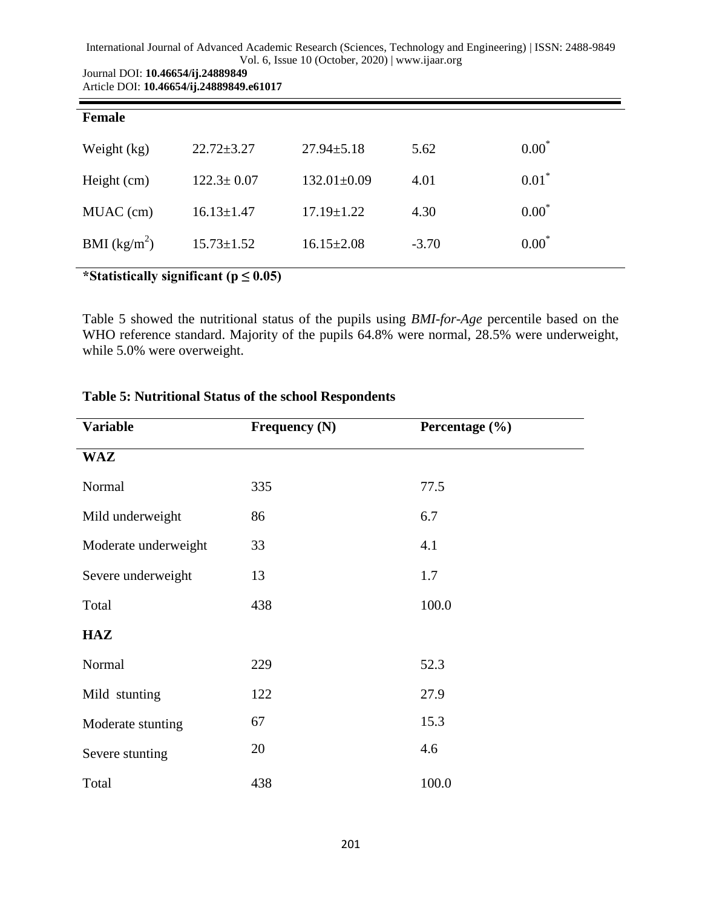| Female | | | | |
|---|---|---|---|---|
| Weight (kg) | 22.72±3.27 | 27.94±5.18 | 5.62 | 0.00* |
| Height (cm) | 122.3± 0.07 | 132.01±0.09 | 4.01 | 0.01* |
| MUAC (cm) | 16.13±1.47 | 17.19±1.22 | 4.30 | 0.00* |
| BMI ($kg/m^2$) | 15.73±1.52 | 16.15±2.08 | -3.70 | 0.00* |

**\*Statistically significant ($p \leq 0.05$)**

Table 5 showed the nutritional status of the pupils using *BMI-for-Age* percentile based on the WHO reference standard. Majority of the pupils 64.8% were normal, 28.5% were underweight, while 5.0% were overweight.

**Table 5: Nutritional Status of the school Respondents**

| Variable | Frequency (N) | Percentage (%) |
|---|---|---|
| **WAZ** | | |
| Normal | 335 | 77.5 |
| Mild underweight | 86 | 6.7 |
| Moderate underweight | 33 | 4.1 |
| Severe underweight | 13 | 1.7 |
| Total | 438 | 100.0 |
| **HAZ** | | |
| Normal | 229 | 52.3 |
| Mild stunting | 122 | 27.9 |
| Moderate stunting | 67 | 15.3 |
| Severe stunting | 20 | 4.6 |
| Total | 438 | 100.0 |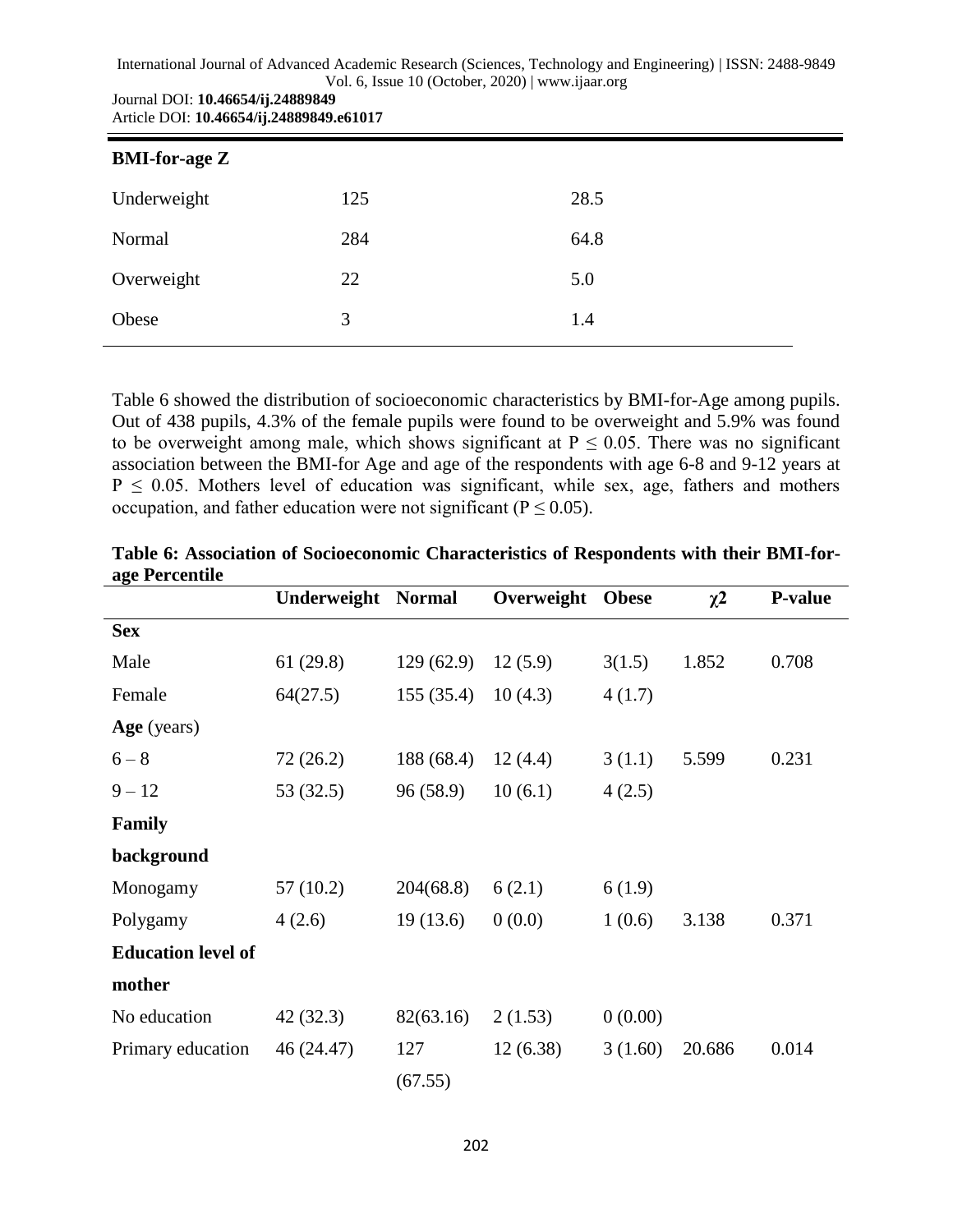| BMI-for-age Z | | |
|---|---|---|
| Underweight | 125 | 28.5 |
| Normal | 284 | 64.8 |
| Overweight | 22 | 5.0 |
| Obese | 3 | 1.4 |

Table 6 showed the distribution of socioeconomic characteristics by BMI-for-Age among pupils. Out of 438 pupils, 4.3% of the female pupils were found to be overweight and 5.9% was found to be overweight among male, which shows significant at $P \leq 0.05$. There was no significant association between the BMI-for Age and age of the respondents with age 6-8 and 9-12 years at $P \leq 0.05$. Mothers level of education was significant, while sex, age, fathers and mothers occupation, and father education were not significant ($P \leq 0.05$).

**Table 6: Association of Socioeconomic Characteristics of Respondents with their BMI-for-age Percentile**

| | Underweight | Normal | Overweight | Obese | $\chi 2$ | P-value |
|---|---|---|---|---|---|---|
| **Sex** | | | | | | |
| Male | 61 (29.8) | 129 (62.9) | 12 (5.9) | 3(1.5) | 1.852 | 0.708 |
| Female | 64(27.5) | 155 (35.4) | 10 (4.3) | 4 (1.7) | | |
| **Age** (years) | | | | | | |
| 6 – 8 | 72 (26.2) | 188 (68.4) | 12 (4.4) | 3 (1.1) | 5.599 | 0.231 |
| 9 – 12 | 53 (32.5) | 96 (58.9) | 10 (6.1) | 4 (2.5) | | |
| **Family background** | | | | | | |
| Monogamy | 57 (10.2) | 204(68.8) | 6 (2.1) | 6 (1.9) | | |
| Polygamy | 4 (2.6) | 19 (13.6) | 0 (0.0) | 1 (0.6) | 3.138 | 0.371 |
| **Education level of mother** | | | | | | |
| No education | 42 (32.3) | 82(63.16) | 2 (1.53) | 0 (0.00) | | |
| Primary education | 46 (24.47) | 127 (67.55) | 12 (6.38) | 3 (1.60) | 20.686 | 0.014 |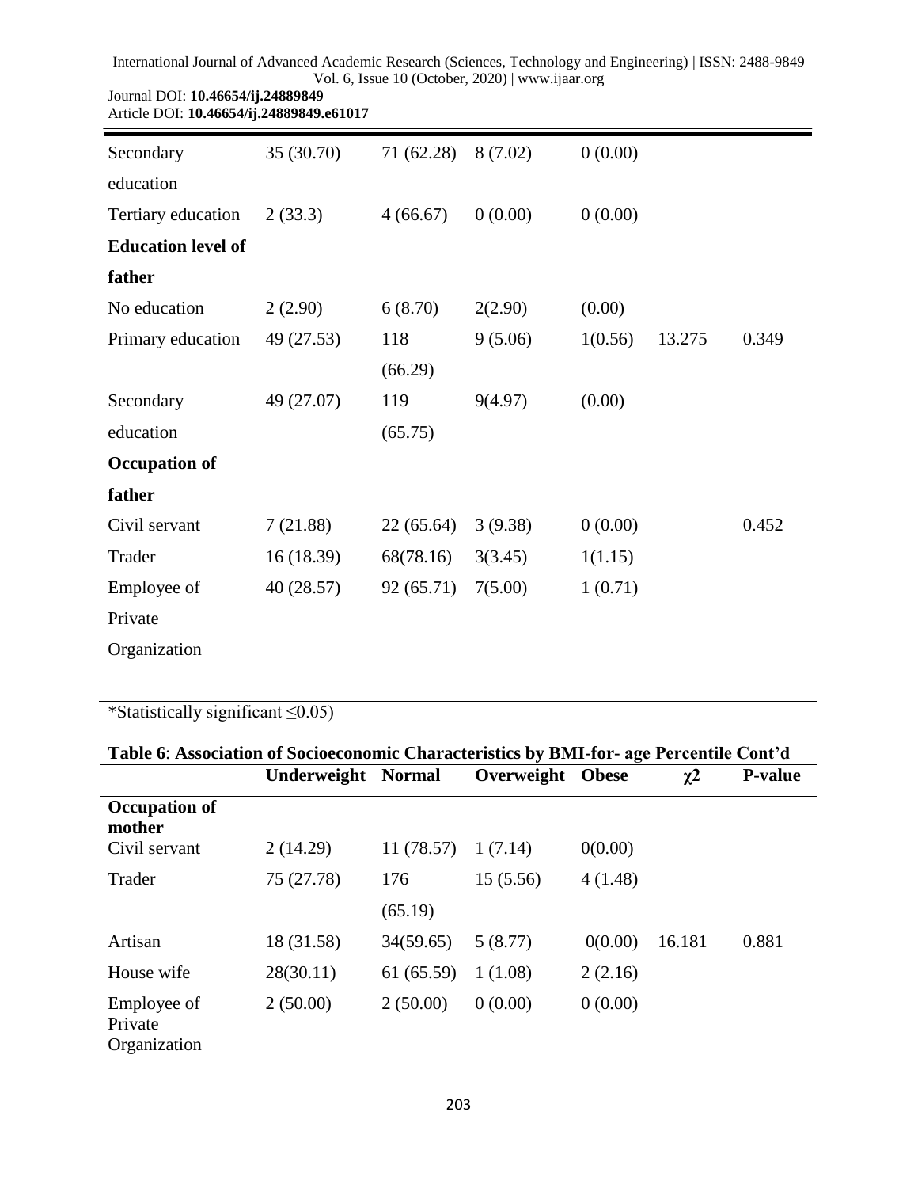| | | | | | | |
|---|---|---|---|---|---|---|
| Secondary education | 35 (30.70) | 71 (62.28) | 8 (7.02) | 0 (0.00) | | |
| Tertiary education | 2 (33.3) | 4 (66.67) | 0 (0.00) | 0 (0.00) | | |
| **Education level of father** | | | | | | |
| No education | 2 (2.90) | 6 (8.70) | 2(2.90) | (0.00) | | |
| Primary education | 49 (27.53) | 118 (66.29) | 9 (5.06) | 1(0.56) | 13.275 | 0.349 |
| Secondary education | 49 (27.07) | 119 (65.75) | 9(4.97) | (0.00) | | |
| **Occupation of father** | | | | | | |
| Civil servant | 7 (21.88) | 22 (65.64) | 3 (9.38) | 0 (0.00) | | 0.452 |
| Trader | 16 (18.39) | 68(78.16) | 3(3.45) | 1(1.15) | | |
| Employee of Private Organization | 40 (28.57) | 92 (65.71) | 7(5.00) | 1 (0.71) | | |

*Statistically significant ≤0.05)

**Table 6**: **Association of Socioeconomic Characteristics by BMI-for- age Percentile Cont'd**

| | Underweight | Normal | Overweight | Obese | $\chi 2$ | P-value |
|---|---|---|---|---|---|---|
| **Occupation of mother** | | | | | | |
| Civil servant | 2 (14.29) | 11 (78.57) | 1 (7.14) | 0(0.00) | | |
| Trader | 75 (27.78) | 176 (65.19) | 15 (5.56) | 4 (1.48) | | |
| Artisan | 18 (31.58) | 34(59.65) | 5 (8.77) | 0(0.00) | 16.181 | 0.881 |
| House wife | 28(30.11) | 61 (65.59) | 1 (1.08) | 2 (2.16) | | |
| Employee of Private Organization | 2 (50.00) | 2 (50.00) | 0 (0.00) | 0 (0.00) | | |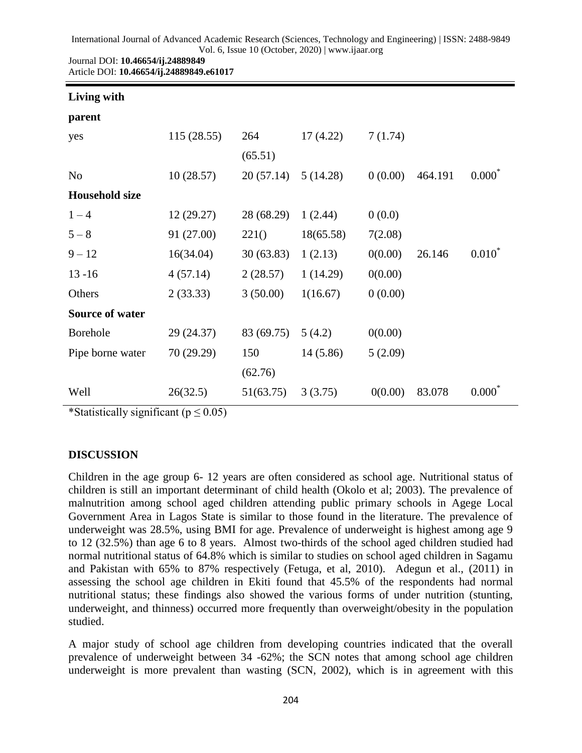| | | | | | | |
|---|---|---|---|---|---|---|
| **Living with parent** | | | | | | |
| yes | 115 (28.55) | 264 (65.51) | 17 (4.22) | 7 (1.74) | | |
| No | 10 (28.57) | 20 (57.14) | 5 (14.28) | 0 (0.00) | 464.191 | 0.000* |
| **Household size** | | | | | | |
| 1 – 4 | 12 (29.27) | 28 (68.29) | 1 (2.44) | 0 (0.0) | | |
| 5 – 8 | 91 (27.00) | 221() | 18(65.58) | 7(2.08) | | |
| 9 – 12 | 16(34.04) | 30 (63.83) | 1 (2.13) | 0(0.00) | 26.146 | 0.010* |
| 13 -16 | 4 (57.14) | 2 (28.57) | 1 (14.29) | 0(0.00) | | |
| Others | 2 (33.33) | 3 (50.00) | 1(16.67) | 0 (0.00) | | |
| **Source of water** | | | | | | |
| Borehole | 29 (24.37) | 83 (69.75) | 5 (4.2) | 0(0.00) | | |
| Pipe borne water | 70 (29.29) | 150 (62.76) | 14 (5.86) | 5 (2.09) | | |
| Well | 26(32.5) | 51(63.75) | 3 (3.75) | 0(0.00) | 83.078 | 0.000* |

*Statistically significant ($p \leq 0.05$)

## DISCUSSION

Children in the age group 6- 12 years are often considered as school age. Nutritional status of children is still an important determinant of child health (Okolo et al; 2003). The prevalence of malnutrition among school aged children attending public primary schools in Agege Local Government Area in Lagos State is similar to those found in the literature. The prevalence of underweight was 28.5%, using BMI for age. Prevalence of underweight is highest among age 9 to 12 (32.5%) than age 6 to 8 years. Almost two-thirds of the school aged children studied had normal nutritional status of 64.8% which is similar to studies on school aged children in Sagamu and Pakistan with 65% to 87% respectively (Fetuga, et al, 2010). Adegun et al., (2011) in assessing the school age children in Ekiti found that 45.5% of the respondents had normal nutritional status; these findings also showed the various forms of under nutrition (stunting, underweight, and thinness) occurred more frequently than overweight/obesity in the population studied.

A major study of school age children from developing countries indicated that the overall prevalence of underweight between 34 -62%; the SCN notes that among school age children underweight is more prevalent than wasting (SCN, 2002), which is in agreement with this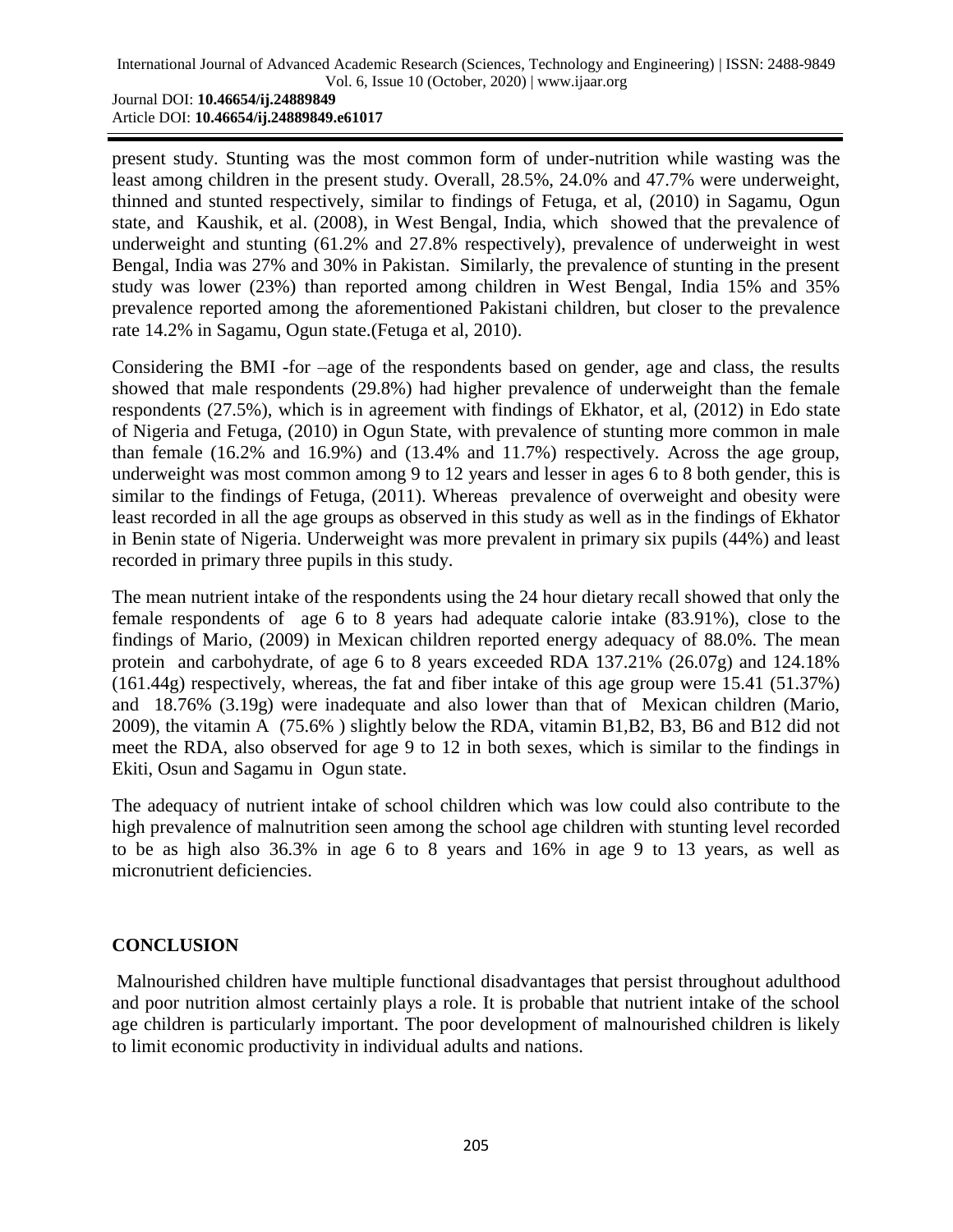present study. Stunting was the most common form of under-nutrition while wasting was the least among children in the present study. Overall, 28.5%, 24.0% and 47.7% were underweight, thinned and stunted respectively, similar to findings of Fetuga, et al, (2010) in Sagamu, Ogun state, and Kaushik, et al. (2008), in West Bengal, India, which showed that the prevalence of underweight and stunting (61.2% and 27.8% respectively), prevalence of underweight in west Bengal, India was 27% and 30% in Pakistan. Similarly, the prevalence of stunting in the present study was lower (23%) than reported among children in West Bengal, India 15% and 35% prevalence reported among the aforementioned Pakistani children, but closer to the prevalence rate 14.2% in Sagamu, Ogun state.(Fetuga et al, 2010).

Considering the BMI -for –age of the respondents based on gender, age and class, the results showed that male respondents (29.8%) had higher prevalence of underweight than the female respondents (27.5%), which is in agreement with findings of Ekhator, et al, (2012) in Edo state of Nigeria and Fetuga, (2010) in Ogun State, with prevalence of stunting more common in male than female (16.2% and 16.9%) and (13.4% and 11.7%) respectively. Across the age group, underweight was most common among 9 to 12 years and lesser in ages 6 to 8 both gender, this is similar to the findings of Fetuga, (2011). Whereas prevalence of overweight and obesity were least recorded in all the age groups as observed in this study as well as in the findings of Ekhator in Benin state of Nigeria. Underweight was more prevalent in primary six pupils (44%) and least recorded in primary three pupils in this study.

The mean nutrient intake of the respondents using the 24 hour dietary recall showed that only the female respondents of age 6 to 8 years had adequate calorie intake (83.91%), close to the findings of Mario, (2009) in Mexican children reported energy adequacy of 88.0%. The mean protein and carbohydrate, of age 6 to 8 years exceeded RDA 137.21% (26.07g) and 124.18% (161.44g) respectively, whereas, the fat and fiber intake of this age group were 15.41 (51.37%) and 18.76% (3.19g) were inadequate and also lower than that of Mexican children (Mario, 2009), the vitamin A (75.6% ) slightly below the RDA, vitamin B1,B2, B3, B6 and B12 did not meet the RDA, also observed for age 9 to 12 in both sexes, which is similar to the findings in Ekiti, Osun and Sagamu in Ogun state.

The adequacy of nutrient intake of school children which was low could also contribute to the high prevalence of malnutrition seen among the school age children with stunting level recorded to be as high also 36.3% in age 6 to 8 years and 16% in age 9 to 13 years, as well as micronutrient deficiencies.

## CONCLUSION

Malnourished children have multiple functional disadvantages that persist throughout adulthood and poor nutrition almost certainly plays a role. It is probable that nutrient intake of the school age children is particularly important. The poor development of malnourished children is likely to limit economic productivity in individual adults and nations.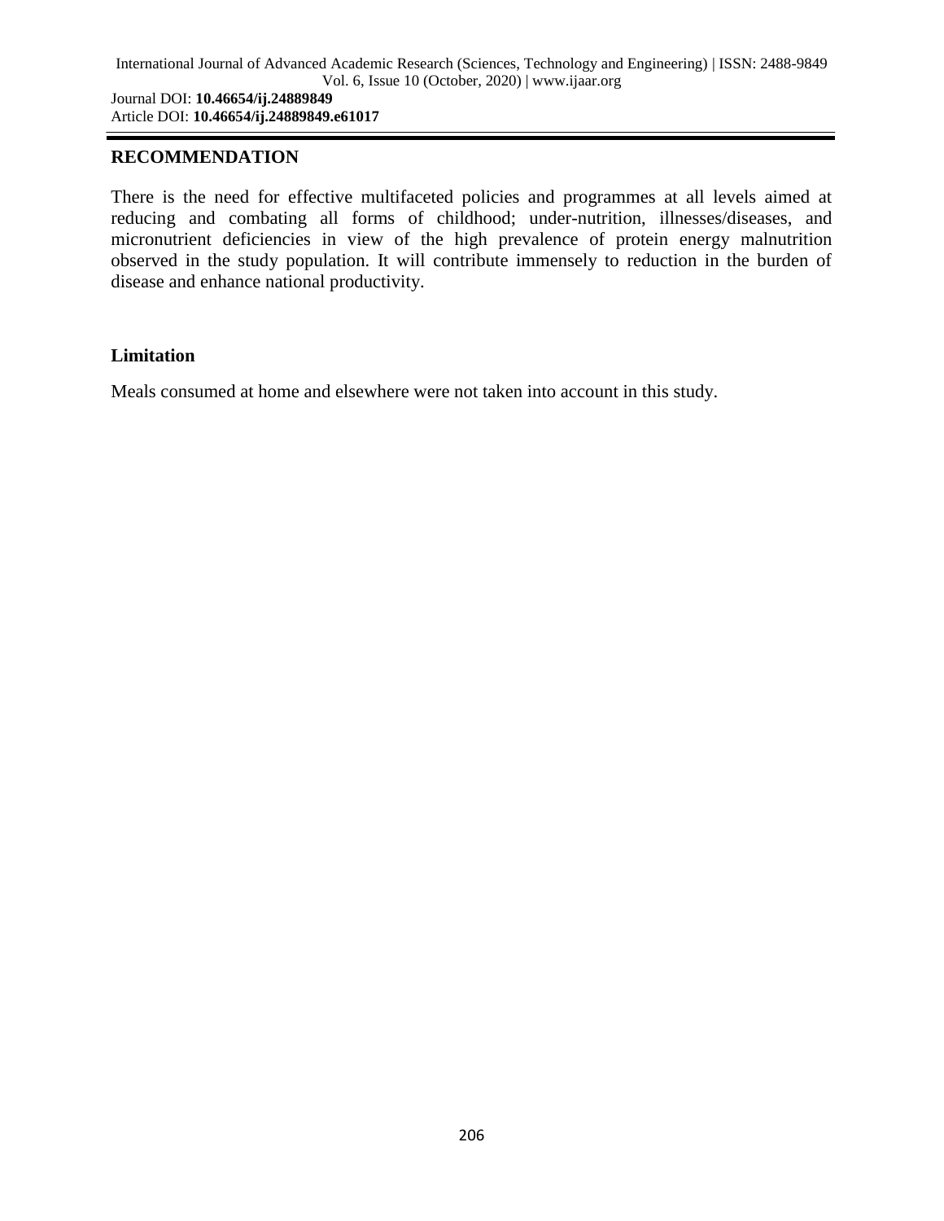## RECOMMENDATION

There is the need for effective multifaceted policies and programmes at all levels aimed at reducing and combating all forms of childhood; under-nutrition, illnesses/diseases, and micronutrient deficiencies in view of the high prevalence of protein energy malnutrition observed in the study population. It will contribute immensely to reduction in the burden of disease and enhance national productivity.

### Limitation

Meals consumed at home and elsewhere were not taken into account in this study.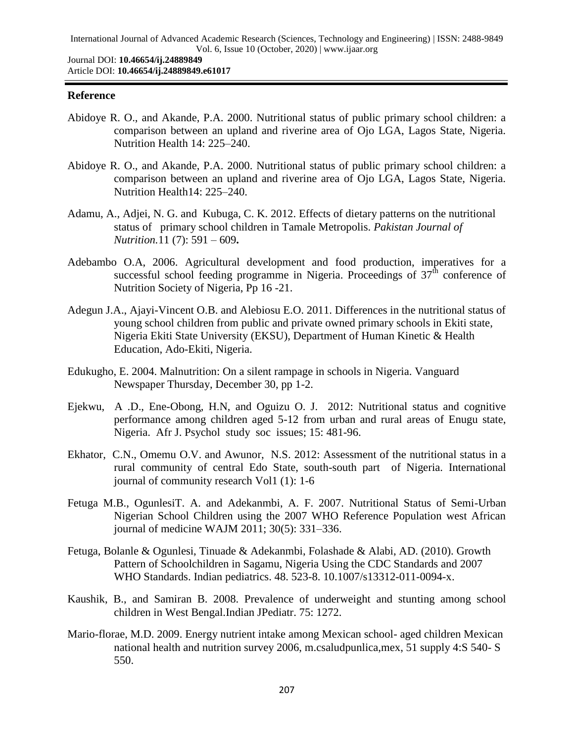## Reference

Abidoye R. O., and Akande, P.A. 2000. Nutritional status of public primary school children: a comparison between an upland and riverine area of Ojo LGA, Lagos State, Nigeria. Nutrition Health 14: 225–240.

Abidoye R. O., and Akande, P.A. 2000. Nutritional status of public primary school children: a comparison between an upland and riverine area of Ojo LGA, Lagos State, Nigeria. Nutrition Health14: 225–240.

Adamu, A., Adjei, N. G. and Kubuga, C. K. 2012. Effects of dietary patterns on the nutritional status of primary school children in Tamale Metropolis. *Pakistan Journal of Nutrition.*11 (7): 591 – 609**.**

Adebambo O.A, 2006. Agricultural development and food production, imperatives for a successful school feeding programme in Nigeria. Proceedings of 37th conference of Nutrition Society of Nigeria, Pp 16 -21.

Adegun J.A., Ajayi-Vincent O.B. and Alebiosu E.O. 2011. Differences in the nutritional status of young school children from public and private owned primary schools in Ekiti state, Nigeria Ekiti State University (EKSU), Department of Human Kinetic & Health Education, Ado-Ekiti, Nigeria.

Edukugho, E. 2004. Malnutrition: On a silent rampage in schools in Nigeria. Vanguard Newspaper Thursday, December 30, pp 1-2.

Ejekwu, A .D., Ene-Obong, H.N, and Oguizu O. J. 2012: Nutritional status and cognitive performance among children aged 5-12 from urban and rural areas of Enugu state, Nigeria. Afr J. Psychol study soc issues; 15: 481-96.

Ekhator, C.N., Omemu O.V. and Awunor, N.S. 2012: Assessment of the nutritional status in a rural community of central Edo State, south-south part of Nigeria. International journal of community research Vol1 (1): 1-6

Fetuga M.B., OgunlesiT. A. and Adekanmbi, A. F. 2007. Nutritional Status of Semi-Urban Nigerian School Children using the 2007 WHO Reference Population west African journal of medicine WAJM 2011; 30(5): 331–336.

Fetuga, Bolanle & Ogunlesi, Tinuade & Adekanmbi, Folashade & Alabi, AD. (2010). Growth Pattern of Schoolchildren in Sagamu, Nigeria Using the CDC Standards and 2007 WHO Standards. Indian pediatrics. 48. 523-8. 10.1007/s13312-011-0094-x.

Kaushik, B., and Samiran B. 2008. Prevalence of underweight and stunting among school children in West Bengal.Indian JPediatr. 75: 1272.

Mario-florae, M.D. 2009. Energy nutrient intake among Mexican school- aged children Mexican national health and nutrition survey 2006, m.csaludpunlica,mex, 51 supply 4:S 540- S 550.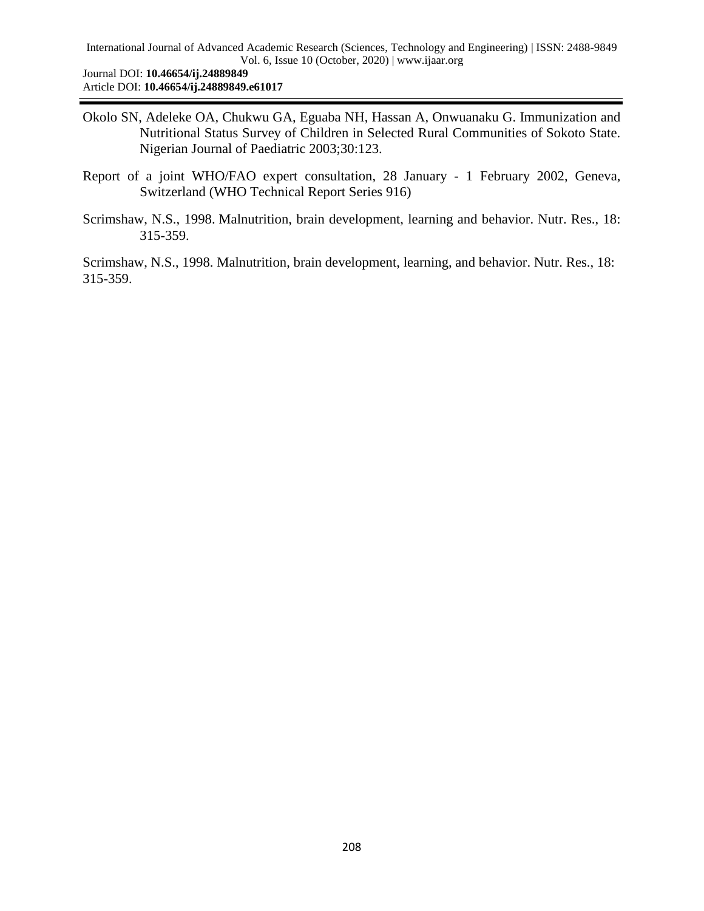Okolo SN, Adeleke OA, Chukwu GA, Eguaba NH, Hassan A, Onwuanaku G. Immunization and Nutritional Status Survey of Children in Selected Rural Communities of Sokoto State. Nigerian Journal of Paediatric 2003;30:123.

Report of a joint WHO/FAO expert consultation, 28 January - 1 February 2002, Geneva, Switzerland (WHO Technical Report Series 916)

Scrimshaw, N.S., 1998. Malnutrition, brain development, learning and behavior. Nutr. Res., 18: 315-359.

Scrimshaw, N.S., 1998. Malnutrition, brain development, learning, and behavior. Nutr. Res., 18: 315-359.